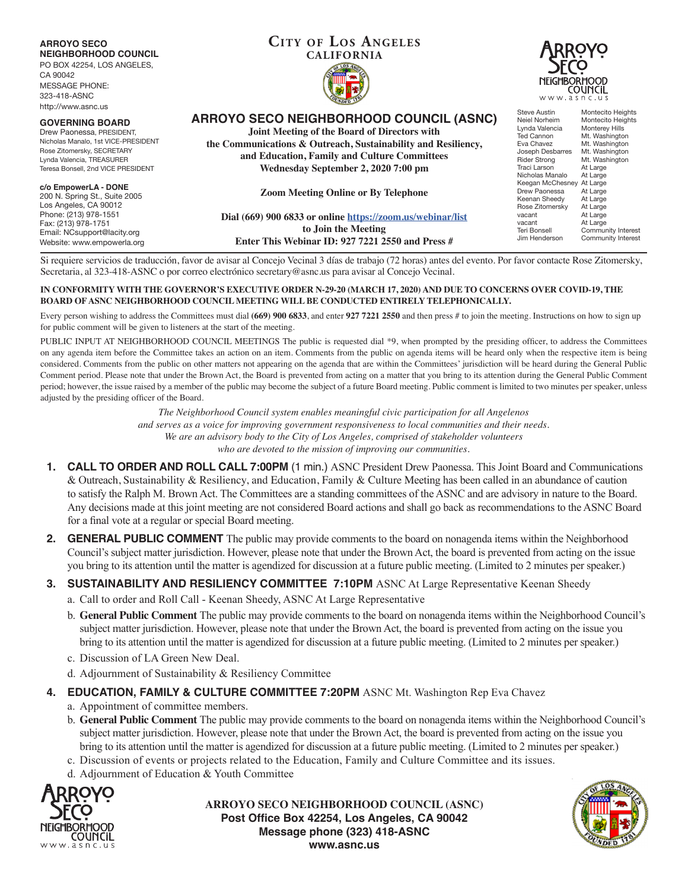**ARROYO SECO NEIGHBORHOOD COUNCIL**
PO BOX 42254, LOS ANGELES, CA 90042
MESSAGE PHONE: 323-418-ASNC
http://www.asnc.us

**GOVERNING BOARD**
Drew Paonessa, PRESIDENT,
Nicholas Manalo, 1st VICE-PRESIDENT
Rose Zitomersky, SECRETARY
Lynda Valencia, TREASURER
Teresa Bonsell, 2nd VICE PRESIDENT

**c/o EmpowerLA - DONE**
200 N. Spring St., Suite 2005
Los Angeles, CA 90012
Phone: (213) 978-1551
Fax: (213) 978-1751
Email: NCsupport@lacity.org
Website: www.empowerla.org

**CITY OF LOS ANGELES**
**CALIFORNIA**

# ARROYO SECO NEIGHBORHOOD COUNCIL (ASNC)

**Joint Meeting of the Board of Directors with the Communications & Outreach, Sustainability and Resiliency, and Education, Family and Culture Committees**
**Wednesday September 2, 2020 7:00 pm**

**Zoom Meeting Online or By Telephone**

**Dial (669) 900 6833 or online https://zoom.us/webinar/list to Join the Meeting**
**Enter This Webinar ID: 927 7221 2550 and Press #**

ARROYO SECO NEIGHBORHOOD COUNCIL
www.asnc.us

| | |
|---|---|
| Steve Austin | Montecito Heights |
| Neiel Norheim | Montecito Heights |
| Lynda Valencia | Monterey Hills |
| Ted Cannon | Mt. Washington |
| Eva Chavez | Mt. Washington |
| Joseph Desbarres | Mt. Washington |
| Rider Strong | Mt. Washington |
| Traci Larson | At Large |
| Nicholas Manalo | At Large |
| Keegan McChesney | At Large |
| Drew Paonessa | At Large |
| Keenan Sheedy | At Large |
| Rose Zitomersky | At Large |
| vacant | At Large |
| vacant | At Large |
| Teri Bonsell | Community Interest |
| Jim Henderson | Community Interest |

Si requiere servicios de traducción, favor de avisar al Concejo Vecinal 3 días de trabajo (72 horas) antes del evento. Por favor contacte Rose Zitomersky, Secretaria, al 323-418-ASNC o por correo electrónico secretary@asnc.us para avisar al Concejo Vecinal.

**IN CONFORMITY WITH THE GOVERNOR'S EXECUTIVE ORDER N-29-20 (MARCH 17, 2020) AND DUE TO CONCERNS OVER COVID-19, THE BOARD OF ASNC NEIGHBORHOOD COUNCIL MEETING WILL BE CONDUCTED ENTIRELY TELEPHONICALLY.**

Every person wishing to address the Committees must dial **(669) 900 6833**, and enter **927 7221 2550** and then press # to join the meeting. Instructions on how to sign up for public comment will be given to listeners at the start of the meeting.

PUBLIC INPUT AT NEIGHBORHOOD COUNCIL MEETINGS The public is requested dial *9, when prompted by the presiding officer, to address the Committees on any agenda item before the Committee takes an action on an item. Comments from the public on agenda items will be heard only when the respective item is being considered. Comments from the public on other matters not appearing on the agenda that are within the Committees' jurisdiction will be heard during the General Public Comment period. Please note that under the Brown Act, the Board is prevented from acting on a matter that you bring to its attention during the General Public Comment period; however, the issue raised by a member of the public may become the subject of a future Board meeting. Public comment is limited to two minutes per speaker, unless adjusted by the presiding officer of the Board.

*The Neighborhood Council system enables meaningful civic participation for all Angelenos and serves as a voice for improving government responsiveness to local communities and their needs. We are an advisory body to the City of Los Angeles, comprised of stakeholder volunteers who are devoted to the mission of improving our communities.*

1. **CALL TO ORDER AND ROLL CALL 7:00PM** (1 min.) ASNC President Drew Paonessa. This Joint Board and Communications & Outreach, Sustainability & Resiliency, and Education, Family & Culture Meeting has been called in an abundance of caution to satisfy the Ralph M. Brown Act. The Committees are a standing committees of the ASNC and are advisory in nature to the Board. Any decisions made at this joint meeting are not considered Board actions and shall go back as recommendations to the ASNC Board for a final vote at a regular or special Board meeting.
2. **GENERAL PUBLIC COMMENT** The public may provide comments to the board on nonagenda items within the Neighborhood Council's subject matter jurisdiction. However, please note that under the Brown Act, the board is prevented from acting on the issue you bring to its attention until the matter is agendized for discussion at a future public meeting. (Limited to 2 minutes per speaker.)
3. **SUSTAINABILITY AND RESILIENCY COMMITTEE 7:10PM** ASNC At Large Representative Keenan Sheedy
   a. Call to order and Roll Call - Keenan Sheedy, ASNC At Large Representative
   b. **General Public Comment** The public may provide comments to the board on nonagenda items within the Neighborhood Council's subject matter jurisdiction. However, please note that under the Brown Act, the board is prevented from acting on the issue you bring to its attention until the matter is agendized for discussion at a future public meeting. (Limited to 2 minutes per speaker.)
   c. Discussion of LA Green New Deal.
   d. Adjournment of Sustainability & Resiliency Committee
4. **EDUCATION, FAMILY & CULTURE COMMITTEE 7:20PM** ASNC Mt. Washington Rep Eva Chavez
   a. Appointment of committee members.
   b. **General Public Comment** The public may provide comments to the board on nonagenda items within the Neighborhood Council's subject matter jurisdiction. However, please note that under the Brown Act, the board is prevented from acting on the issue you bring to its attention until the matter is agendized for discussion at a future public meeting. (Limited to 2 minutes per speaker.)
   c. Discussion of events or projects related to the Education, Family and Culture Committee and its issues.
   d. Adjournment of Education & Youth Committee

**ARROYO SECO NEIGHBORHOOD COUNCIL (ASNC)**
**Post Office Box 42254, Los Angeles, CA 90042**
**Message phone (323) 418-ASNC**
**www.asnc.us**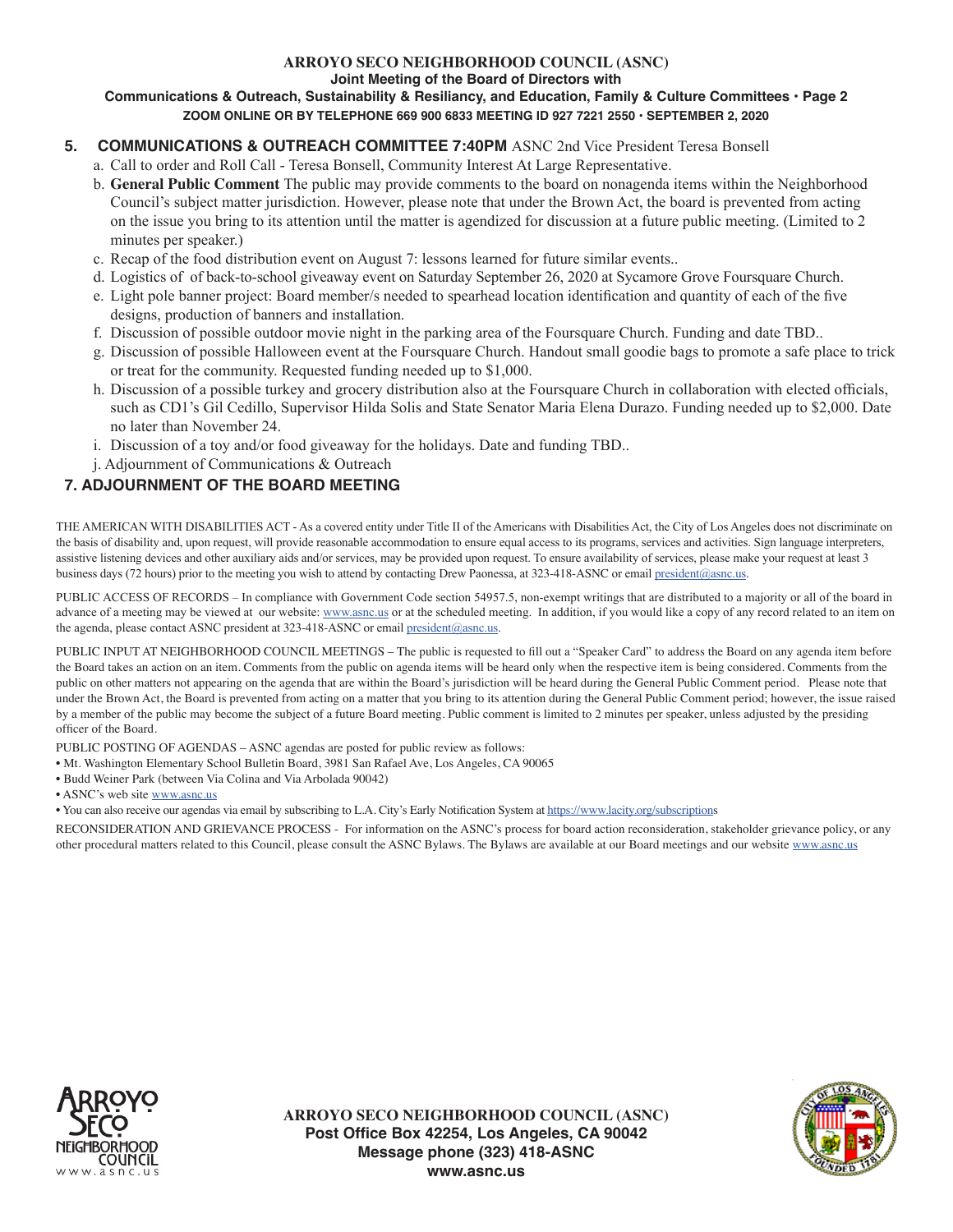**ARROYO SECO NEIGHBORHOOD COUNCIL (ASNC)**
**Joint Meeting of the Board of Directors with**
**Communications & Outreach, Sustainability & Resiliancy, and Education, Family & Culture Committees • Page 2**
**ZOOM ONLINE OR BY TELEPHONE 669 900 6833 MEETING ID 927 7221 2550 • SEPTEMBER 2, 2020**

## 5. COMMUNICATIONS & OUTREACH COMMITTEE 7:40PM ASNC 2nd Vice President Teresa Bonsell

a. Call to order and Roll Call - Teresa Bonsell, Community Interest At Large Representative.
b. **General Public Comment** The public may provide comments to the board on nonagenda items within the Neighborhood Council's subject matter jurisdiction. However, please note that under the Brown Act, the board is prevented from acting on the issue you bring to its attention until the matter is agendized for discussion at a future public meeting. (Limited to 2 minutes per speaker.)
c. Recap of the food distribution event on August 7: lessons learned for future similar events..
d. Logistics of of back-to-school giveaway event on Saturday September 26, 2020 at Sycamore Grove Foursquare Church.
e. Light pole banner project: Board member/s needed to spearhead location identification and quantity of each of the five designs, production of banners and installation.
f. Discussion of possible outdoor movie night in the parking area of the Foursquare Church. Funding and date TBD..
g. Discussion of possible Halloween event at the Foursquare Church. Handout small goodie bags to promote a safe place to trick or treat for the community. Requested funding needed up to $1,000.
h. Discussion of a possible turkey and grocery distribution also at the Foursquare Church in collaboration with elected officials, such as CD1's Gil Cedillo, Supervisor Hilda Solis and State Senator Maria Elena Durazo. Funding needed up to $2,000. Date no later than November 24.
i. Discussion of a toy and/or food giveaway for the holidays. Date and funding TBD..
j. Adjournment of Communications & Outreach

## 7. ADJOURNMENT OF THE BOARD MEETING

THE AMERICAN WITH DISABILITIES ACT - As a covered entity under Title II of the Americans with Disabilities Act, the City of Los Angeles does not discriminate on the basis of disability and, upon request, will provide reasonable accommodation to ensure equal access to its programs, services and activities. Sign language interpreters, assistive listening devices and other auxiliary aids and/or services, may be provided upon request. To ensure availability of services, please make your request at least 3 business days (72 hours) prior to the meeting you wish to attend by contacting Drew Paonessa, at 323-418-ASNC or email president@asnc.us.

PUBLIC ACCESS OF RECORDS – In compliance with Government Code section 54957.5, non-exempt writings that are distributed to a majority or all of the board in advance of a meeting may be viewed at our website: www.asnc.us or at the scheduled meeting. In addition, if you would like a copy of any record related to an item on the agenda, please contact ASNC president at 323-418-ASNC or email president@asnc.us.

PUBLIC INPUT AT NEIGHBORHOOD COUNCIL MEETINGS – The public is requested to fill out a "Speaker Card" to address the Board on any agenda item before the Board takes an action on an item. Comments from the public on agenda items will be heard only when the respective item is being considered. Comments from the public on other matters not appearing on the agenda that are within the Board's jurisdiction will be heard during the General Public Comment period. Please note that under the Brown Act, the Board is prevented from acting on a matter that you bring to its attention during the General Public Comment period; however, the issue raised by a member of the public may become the subject of a future Board meeting. Public comment is limited to 2 minutes per speaker, unless adjusted by the presiding officer of the Board.

PUBLIC POSTING OF AGENDAS – ASNC agendas are posted for public review as follows:

- Mt. Washington Elementary School Bulletin Board, 3981 San Rafael Ave, Los Angeles, CA 90065
- Budd Weiner Park (between Via Colina and Via Arbolada 90042)
- ASNC's web site www.asnc.us
- You can also receive our agendas via email by subscribing to L.A. City's Early Notification System at https://www.lacity.org/subscriptions

RECONSIDERATION AND GRIEVANCE PROCESS - For information on the ASNC's process for board action reconsideration, stakeholder grievance policy, or any other procedural matters related to this Council, please consult the ASNC Bylaws. The Bylaws are available at our Board meetings and our website www.asnc.us

**ARROYO SECO NEIGHBORHOOD COUNCIL (ASNC)**
**Post Office Box 42254, Los Angeles, CA 90042**
**Message phone (323) 418-ASNC**
**www.asnc.us**